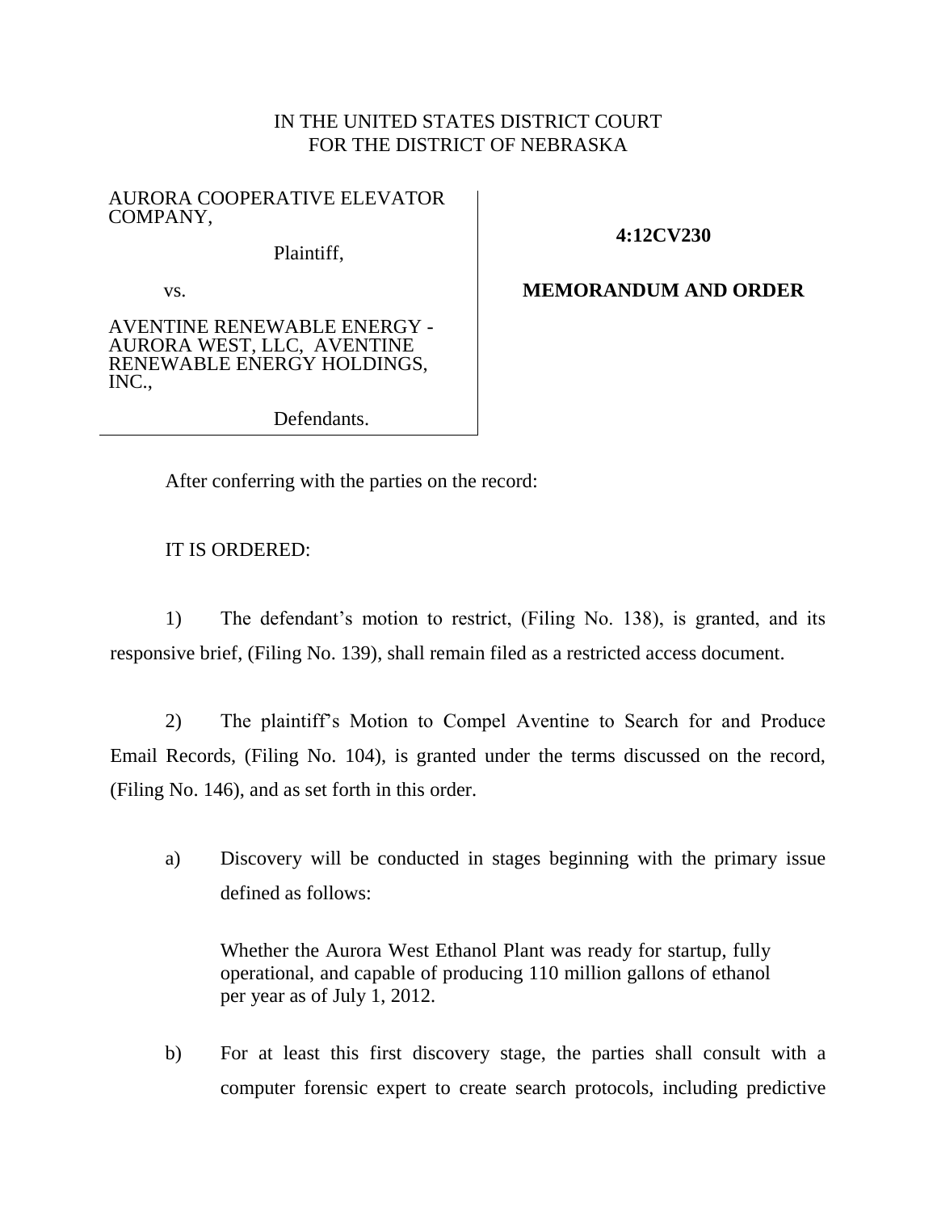IN THE UNITED STATES DISTRICT COURT
FOR THE DISTRICT OF NEBRASKA

AURORA COOPERATIVE ELEVATOR COMPANY,

Plaintiff,

vs.

AVENTINE RENEWABLE ENERGY - AURORA WEST, LLC, AVENTINE RENEWABLE ENERGY HOLDINGS, INC.,

Defendants.

**4:12CV230**

**MEMORANDUM AND ORDER**

After conferring with the parties on the record:

IT IS ORDERED:

1) The defendant's motion to restrict, (Filing No. 138), is granted, and its responsive brief, (Filing No. 139), shall remain filed as a restricted access document.

2) The plaintiff's Motion to Compel Aventine to Search for and Produce Email Records, (Filing No. 104), is granted under the terms discussed on the record, (Filing No. 146), and as set forth in this order.

a) Discovery will be conducted in stages beginning with the primary issue defined as follows:

Whether the Aurora West Ethanol Plant was ready for startup, fully operational, and capable of producing 110 million gallons of ethanol per year as of July 1, 2012.

b) For at least this first discovery stage, the parties shall consult with a computer forensic expert to create search protocols, including predictive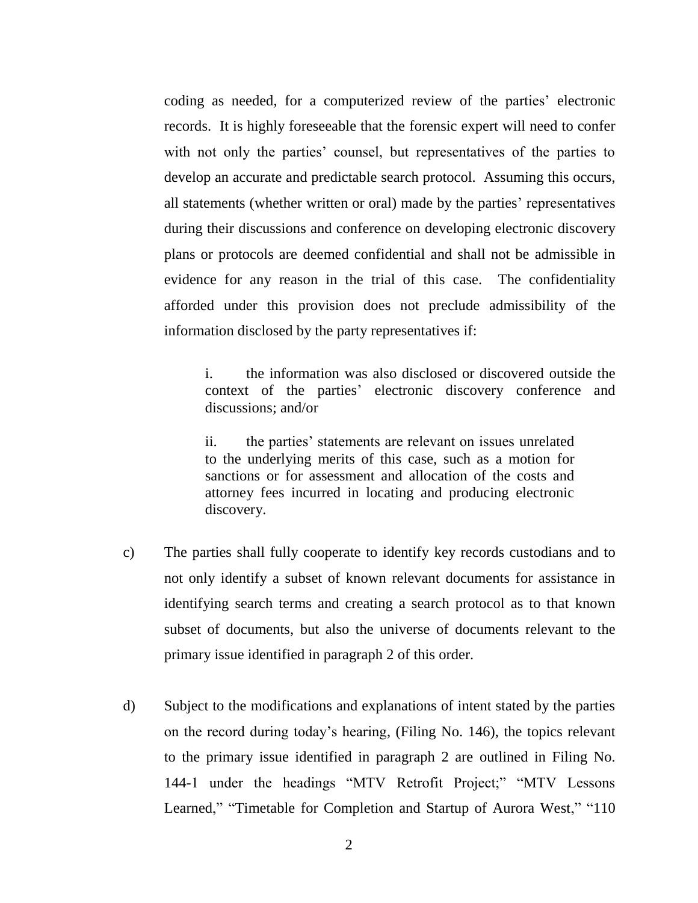coding as needed, for a computerized review of the parties' electronic records. It is highly foreseeable that the forensic expert will need to confer with not only the parties' counsel, but representatives of the parties to develop an accurate and predictable search protocol. Assuming this occurs, all statements (whether written or oral) made by the parties' representatives during their discussions and conference on developing electronic discovery plans or protocols are deemed confidential and shall not be admissible in evidence for any reason in the trial of this case. The confidentiality afforded under this provision does not preclude admissibility of the information disclosed by the party representatives if:

> i. the information was also disclosed or discovered outside the context of the parties' electronic discovery conference and discussions; and/or
>
> ii. the parties' statements are relevant on issues unrelated to the underlying merits of this case, such as a motion for sanctions or for assessment and allocation of the costs and attorney fees incurred in locating and producing electronic discovery.

c) The parties shall fully cooperate to identify key records custodians and to not only identify a subset of known relevant documents for assistance in identifying search terms and creating a search protocol as to that known subset of documents, but also the universe of documents relevant to the primary issue identified in paragraph 2 of this order.

d) Subject to the modifications and explanations of intent stated by the parties on the record during today's hearing, (Filing No. 146), the topics relevant to the primary issue identified in paragraph 2 are outlined in Filing No. 144-1 under the headings "MTV Retrofit Project;" "MTV Lessons Learned," "Timetable for Completion and Startup of Aurora West," "110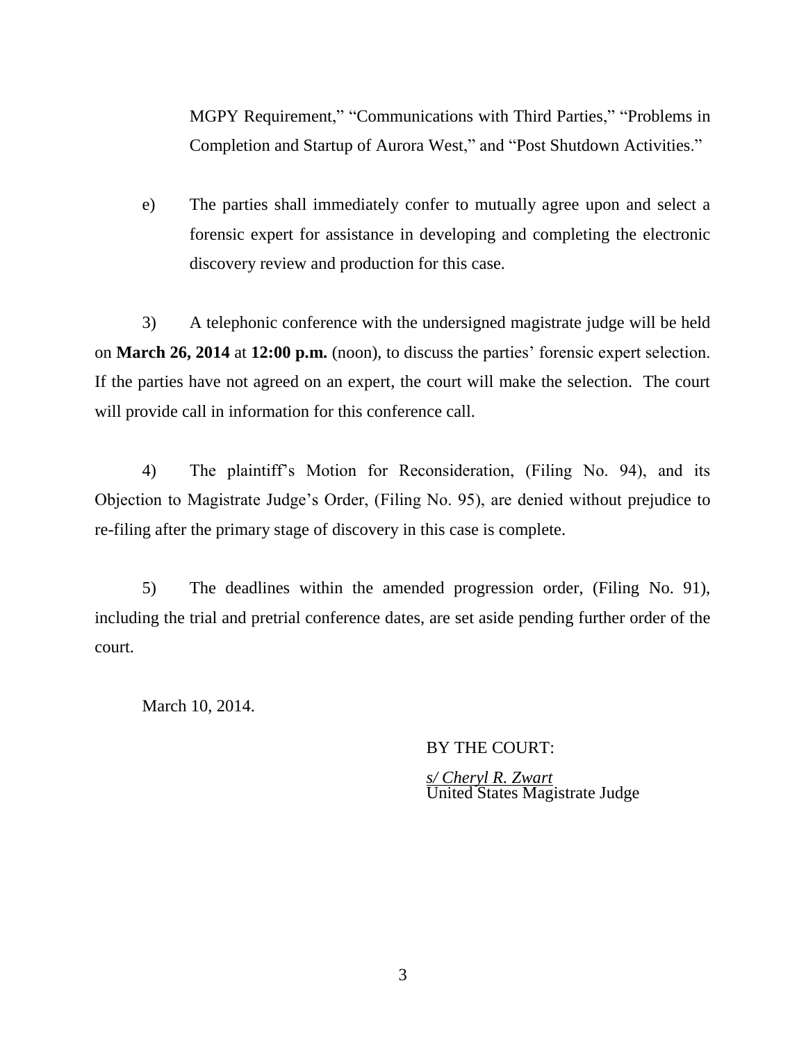MGPY Requirement," "Communications with Third Parties," "Problems in Completion and Startup of Aurora West," and "Post Shutdown Activities."

e) The parties shall immediately confer to mutually agree upon and select a forensic expert for assistance in developing and completing the electronic discovery review and production for this case.

3) A telephonic conference with the undersigned magistrate judge will be held on **March 26, 2014** at **12:00 p.m.** (noon), to discuss the parties' forensic expert selection. If the parties have not agreed on an expert, the court will make the selection. The court will provide call in information for this conference call.

4) The plaintiff's Motion for Reconsideration, (Filing No. 94), and its Objection to Magistrate Judge's Order, (Filing No. 95), are denied without prejudice to re-filing after the primary stage of discovery in this case is complete.

5) The deadlines within the amended progression order, (Filing No. 91), including the trial and pretrial conference dates, are set aside pending further order of the court.

March 10, 2014.

BY THE COURT:

*s/ Cheryl R. Zwart*
United States Magistrate Judge